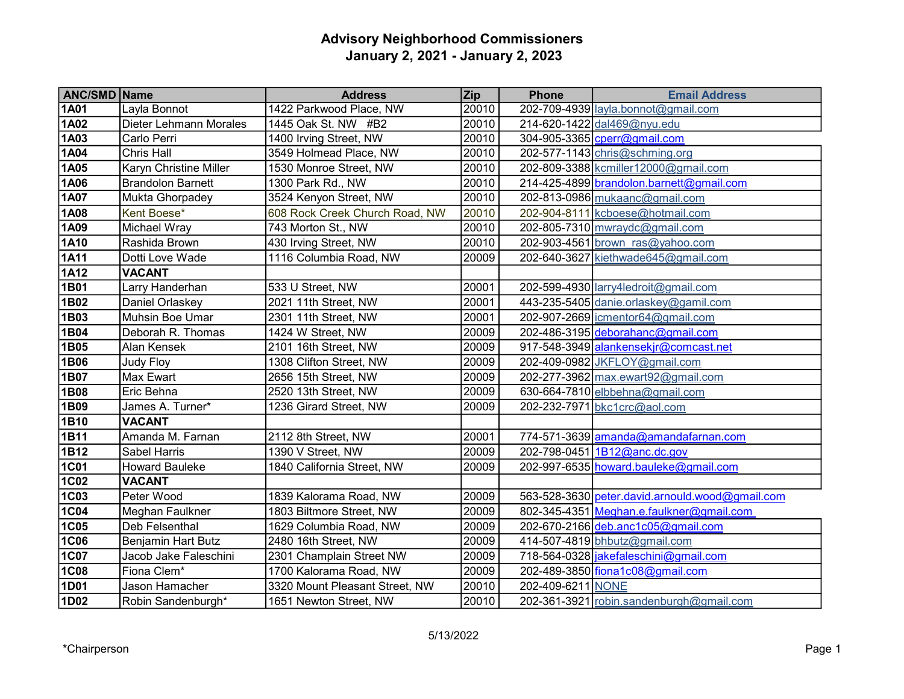# Advisory Neighborhood Commissioners
## January 2, 2021 - January 2, 2023

| ANC/SMD | Name | Address | Zip | Phone | Email Address |
|---|---|---|---|---|---|
| **1A01** | Layla Bonnot | 1422 Parkwood Place, NW | 20010 | 202-709-4939 | layla.bonnot@gmail.com |
| **1A02** | Dieter Lehmann Morales | 1445 Oak St. NW #B2 | 20010 | 214-620-1422 | dal469@nyu.edu |
| **1A03** | Carlo Perri | 1400 Irving Street, NW | 20010 | 304-905-3365 | cperr@gmail.com |
| **1A04** | Chris Hall | 3549 Holmead Place, NW | 20010 | 202-577-1143 | chris@schming.org |
| **1A05** | Karyn Christine Miller | 1530 Monroe Street, NW | 20010 | 202-809-3388 | kcmiller12000@gmail.com |
| **1A06** | Brandolon Barnett | 1300 Park Rd., NW | 20010 | 214-425-4899 | brandolon.barnett@gmail.com |
| **1A07** | Mukta Ghorpadey | 3524 Kenyon Street, NW | 20010 | 202-813-0986 | mukaanc@gmail.com |
| **1A08** | Kent Boese* | 608 Rock Creek Church Road, NW | 20010 | 202-904-8111 | kcboese@hotmail.com |
| **1A09** | Michael Wray | 743 Morton St., NW | 20010 | 202-805-7310 | mwraydc@gmail.com |
| **1A10** | Rashida Brown | 430 Irving Street, NW | 20010 | 202-903-4561 | brown_ras@yahoo.com |
| **1A11** | Dotti Love Wade | 1116 Columbia Road, NW | 20009 | 202-640-3627 | kiethwade645@gmail.com |
| **1A12** | **VACANT** | | | | |
| **1B01** | Larry Handerhan | 533 U Street, NW | 20001 | 202-599-4930 | larry4ledroit@gmail.com |
| **1B02** | Daniel Orlaskey | 2021 11th Street, NW | 20001 | 443-235-5405 | danie.orlaskey@gamil.com |
| **1B03** | Muhsin Boe Umar | 2301 11th Street, NW | 20001 | 202-907-2669 | icmentor64@gmail.com |
| **1B04** | Deborah R. Thomas | 1424 W Street, NW | 20009 | 202-486-3195 | deborahanc@gmail.com |
| **1B05** | Alan Kensek | 2101 16th Street, NW | 20009 | 917-548-3949 | alankensekjr@comcast.net |
| **1B06** | Judy Floy | 1308 Clifton Street, NW | 20009 | 202-409-0982 | JKFLOY@gmail.com |
| **1B07** | Max Ewart | 2656 15th Street, NW | 20009 | 202-277-3962 | max.ewart92@gmail.com |
| **1B08** | Eric Behna | 2520 13th Street, NW | 20009 | 630-664-7810 | elbbehna@gmail.com |
| **1B09** | James A. Turner* | 1236 Girard Street, NW | 20009 | 202-232-7971 | bkc1crc@aol.com |
| **1B10** | **VACANT** | | | | |
| **1B11** | Amanda M. Farnan | 2112 8th Street, NW | 20001 | 774-571-3639 | amanda@amandafarnan.com |
| **1B12** | Sabel Harris | 1390 V Street, NW | 20009 | 202-798-0451 | 1B12@anc.dc.gov |
| **1C01** | Howard Bauleke | 1840 California Street, NW | 20009 | 202-997-6535 | howard.bauleke@gmail.com |
| **1C02** | **VACANT** | | | | |
| **1C03** | Peter Wood | 1839 Kalorama Road, NW | 20009 | 563-528-3630 | peter.david.arnould.wood@gmail.com |
| **1C04** | Meghan Faulkner | 1803 Biltmore Street, NW | 20009 | 802-345-4351 | Meghan.e.faulkner@gmail.com |
| **1C05** | Deb Felsenthal | 1629 Columbia Road, NW | 20009 | 202-670-2166 | deb.anc1c05@gmail.com |
| **1C06** | Benjamin Hart Butz | 2480 16th Street, NW | 20009 | 414-507-4819 | bhbutz@gmail.com |
| **1C07** | Jacob Jake Faleschini | 2301 Champlain Street NW | 20009 | 718-564-0328 | jakefaleschini@gmail.com |
| **1C08** | Fiona Clem* | 1700 Kalorama Road, NW | 20009 | 202-489-3850 | fiona1c08@gmail.com |
| **1D01** | Jason Hamacher | 3320 Mount Pleasant Street, NW | 20010 | 202-409-6211 | NONE |
| **1D02** | Robin Sandenburgh* | 1651 Newton Street, NW | 20010 | 202-361-3921 | robin.sandenburgh@gmail.com |

5/13/2022

*Chairperson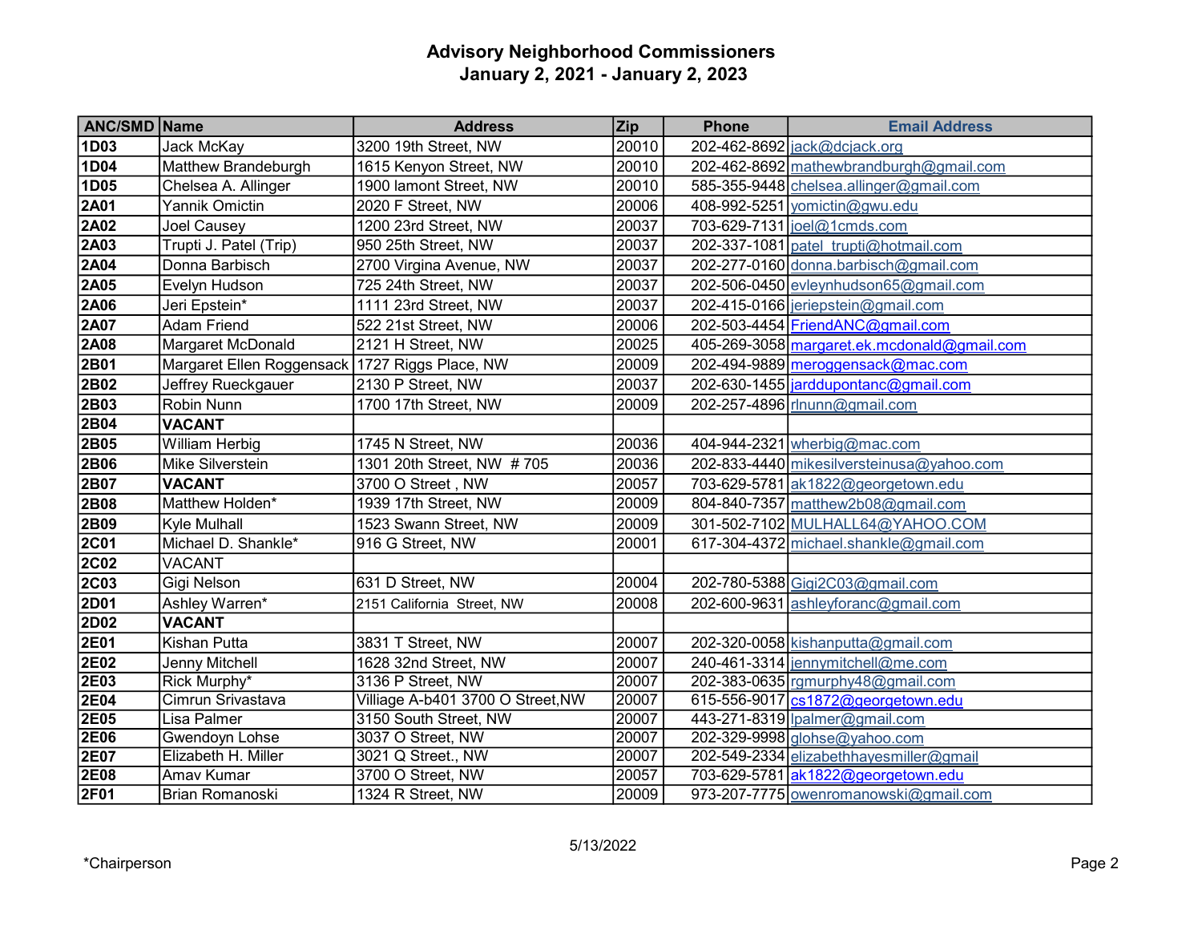# Advisory Neighborhood Commissioners
## January 2, 2021 - January 2, 2023

| ANC/SMD | Name | Address | Zip | Phone | Email Address |
|---|---|---|---|---|---|
| **1D03** | Jack McKay | 3200 19th Street, NW | 20010 | 202-462-8692 | jack@dcjack.org |
| **1D04** | Matthew Brandeburgh | 1615 Kenyon Street, NW | 20010 | 202-462-8692 | mathewbrandburgh@gmail.com |
| **1D05** | Chelsea A. Allinger | 1900 lamont Street, NW | 20010 | 585-355-9448 | chelsea.allinger@gmail.com |
| **2A01** | Yannik Omictin | 2020 F Street, NW | 20006 | 408-992-5251 | yomictin@gwu.edu |
| **2A02** | Joel Causey | 1200 23rd Street, NW | 20037 | 703-629-7131 | joel@1cmds.com |
| **2A03** | Trupti J. Patel (Trip) | 950 25th Street, NW | 20037 | 202-337-1081 | patel_trupti@hotmail.com |
| **2A04** | Donna Barbisch | 2700 Virgina Avenue, NW | 20037 | 202-277-0160 | donna.barbisch@gmail.com |
| **2A05** | Evelyn Hudson | 725 24th Street, NW | 20037 | 202-506-0450 | evleynhudson65@gmail.com |
| **2A06** | Jeri Epstein* | 1111 23rd Street, NW | 20037 | 202-415-0166 | jeriepstein@gmail.com |
| **2A07** | Adam Friend | 522 21st Street, NW | 20006 | 202-503-4454 | FriendANC@gmail.com |
| **2A08** | Margaret McDonald | 2121 H Street, NW | 20025 | 405-269-3058 | margaret.ek.mcdonald@gmail.com |
| **2B01** | Margaret Ellen Roggensack | 1727 Riggs Place, NW | 20009 | 202-494-9889 | meroggensack@mac.com |
| **2B02** | Jeffrey Rueckgauer | 2130 P Street, NW | 20037 | 202-630-1455 | jarddupontanc@gmail.com |
| **2B03** | Robin Nunn | 1700 17th Street, NW | 20009 | 202-257-4896 | rlnunn@gmail.com |
| **2B04** | **VACANT** | | | | |
| **2B05** | William Herbig | 1745 N Street, NW | 20036 | 404-944-2321 | wherbig@mac.com |
| **2B06** | Mike Silverstein | 1301 20th Street, NW # 705 | 20036 | 202-833-4440 | mikesilversteinusa@yahoo.com |
| **2B07** | **VACANT** | 3700 O Street , NW | 20057 | 703-629-5781 | ak1822@georgetown.edu |
| **2B08** | Matthew Holden* | 1939 17th Street, NW | 20009 | 804-840-7357 | matthew2b08@gmail.com |
| **2B09** | Kyle Mulhall | 1523 Swann Street, NW | 20009 | 301-502-7102 | MULHALL64@YAHOO.COM |
| **2C01** | Michael D. Shankle* | 916 G Street, NW | 20001 | 617-304-4372 | michael.shankle@gmail.com |
| **2C02** | VACANT | | | | |
| **2C03** | Gigi Nelson | 631 D Street, NW | 20004 | 202-780-5388 | Gigi2C03@gmail.com |
| **2D01** | Ashley Warren* | 2151 California Street, NW | 20008 | 202-600-9631 | ashleyforanc@gmail.com |
| **2D02** | **VACANT** | | | | |
| **2E01** | Kishan Putta | 3831 T Street, NW | 20007 | 202-320-0058 | kishanputta@gmail.com |
| **2E02** | Jenny Mitchell | 1628 32nd Street, NW | 20007 | 240-461-3314 | jennymitchell@me.com |
| **2E03** | Rick Murphy* | 3136 P Street, NW | 20007 | 202-383-0635 | rgmurphy48@gmail.com |
| **2E04** | Cimrun Srivastava | Villiage A-b401 3700 O Street,NW | 20007 | 615-556-9017 | cs1872@georgetown.edu |
| **2E05** | Lisa Palmer | 3150 South Street, NW | 20007 | 443-271-8319 | lpalmer@gmail.com |
| **2E06** | Gwendoyn Lohse | 3037 O Street, NW | 20007 | 202-329-9998 | glohse@yahoo.com |
| **2E07** | Elizabeth H. Miller | 3021 Q Street., NW | 20007 | 202-549-2334 | elizabethhayesmiller@gmail |
| **2E08** | Amav Kumar | 3700 O Street, NW | 20057 | 703-629-5781 | ak1822@georgetown.edu |
| **2F01** | Brian Romanoski | 1324 R Street, NW | 20009 | 973-207-7775 | owenromanowski@gmail.com |

5/13/2022

*Chairperson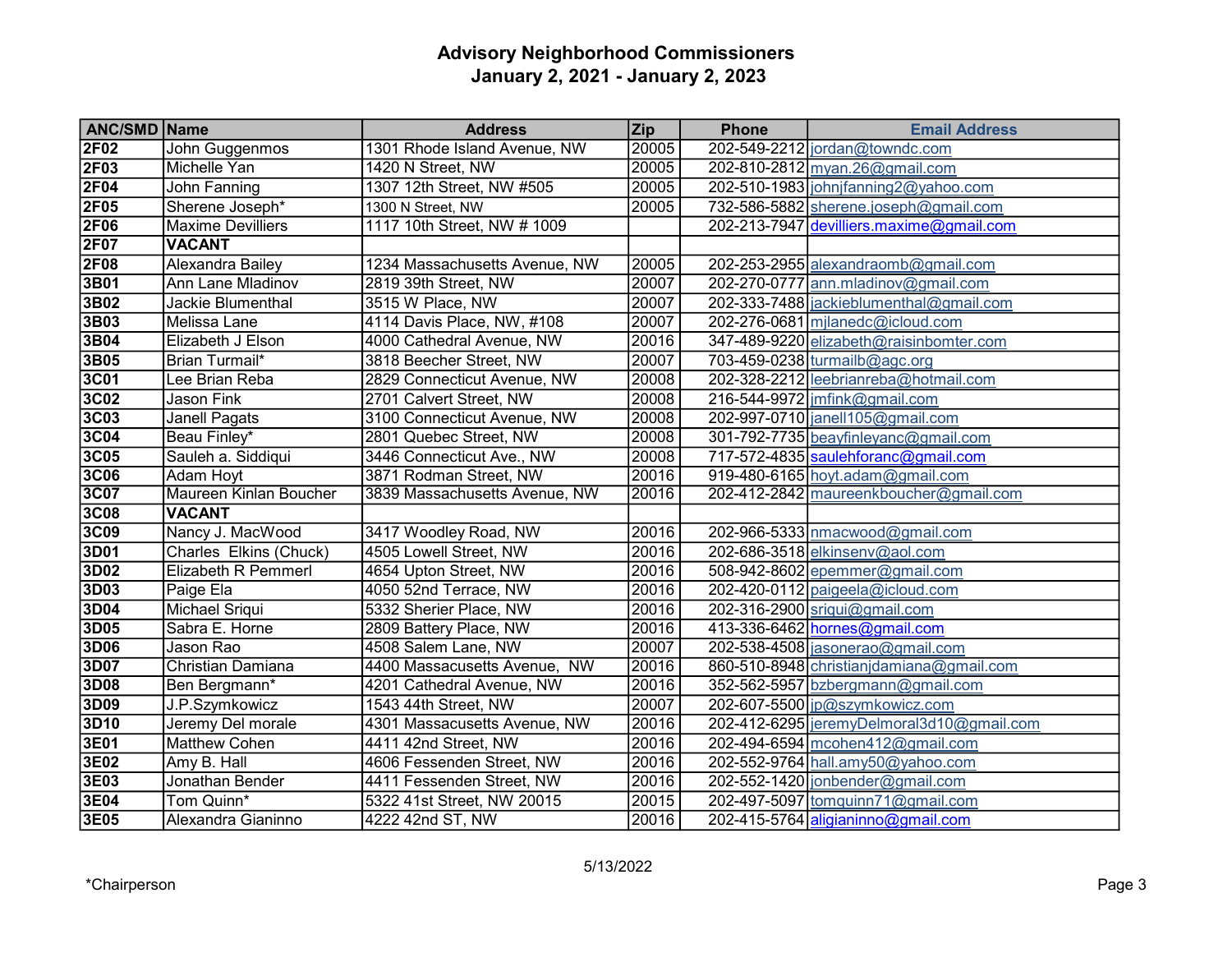# Advisory Neighborhood Commissioners
## January 2, 2021 - January 2, 2023

| ANC/SMD | Name | Address | Zip | Phone | Email Address |
|---|---|---|---|---|---|
| **2F02** | John Guggenmos | 1301 Rhode Island Avenue, NW | 20005 | 202-549-2212 | jordan@towndc.com |
| **2F03** | Michelle Yan | 1420 N Street, NW | 20005 | 202-810-2812 | myan.26@gmail.com |
| **2F04** | John Fanning | 1307 12th Street, NW #505 | 20005 | 202-510-1983 | johnjfanning2@yahoo.com |
| **2F05** | Sherene Joseph* | 1300 N Street, NW | 20005 | 732-586-5882 | sherene.joseph@gmail.com |
| **2F06** | Maxime Devilliers | 1117 10th Street, NW # 1009 | | 202-213-7947 | devilliers.maxime@gmail.com |
| **2F07** | **VACANT** | | | | |
| **2F08** | Alexandra Bailey | 1234 Massachusetts Avenue, NW | 20005 | 202-253-2955 | alexandraomb@gmail.com |
| **3B01** | Ann Lane Mladinov | 2819 39th Street, NW | 20007 | 202-270-0777 | ann.mladinov@gmail.com |
| **3B02** | Jackie Blumenthal | 3515 W Place, NW | 20007 | 202-333-7488 | jackieblumenthal@gmail.com |
| **3B03** | Melissa Lane | 4114 Davis Place, NW, #108 | 20007 | 202-276-0681 | mjlanedc@icloud.com |
| **3B04** | Elizabeth J Elson | 4000 Cathedral Avenue, NW | 20016 | 347-489-9220 | elizabeth@raisinbomter.com |
| **3B05** | Brian Turmail* | 3818 Beecher Street, NW | 20007 | 703-459-0238 | turmailb@agc.org |
| **3C01** | Lee Brian Reba | 2829 Connecticut Avenue, NW | 20008 | 202-328-2212 | leebrianreba@hotmail.com |
| **3C02** | Jason Fink | 2701 Calvert Street, NW | 20008 | 216-544-9972 | jmfink@gmail.com |
| **3C03** | Janell Pagats | 3100 Connecticut Avenue, NW | 20008 | 202-997-0710 | janell105@gmail.com |
| **3C04** | Beau Finley* | 2801 Quebec Street, NW | 20008 | 301-792-7735 | beayfinleyanc@gmail.com |
| **3C05** | Sauleh a. Siddiqui | 3446 Connecticut Ave., NW | 20008 | 717-572-4835 | saulehforanc@gmail.com |
| **3C06** | Adam Hoyt | 3871 Rodman Street, NW | 20016 | 919-480-6165 | hoyt.adam@gmail.com |
| **3C07** | Maureen Kinlan Boucher | 3839 Massachusetts Avenue, NW | 20016 | 202-412-2842 | maureenkboucher@gmail.com |
| **3C08** | **VACANT** | | | | |
| **3C09** | Nancy J. MacWood | 3417 Woodley Road, NW | 20016 | 202-966-5333 | nmacwood@gmail.com |
| **3D01** | Charles Elkins (Chuck) | 4505 Lowell Street, NW | 20016 | 202-686-3518 | elkinsenv@aol.com |
| **3D02** | Elizabeth R Pemmerl | 4654 Upton Street, NW | 20016 | 508-942-8602 | epemmer@gmail.com |
| **3D03** | Paige Ela | 4050 52nd Terrace, NW | 20016 | 202-420-0112 | paigeela@icloud.com |
| **3D04** | Michael Sriqui | 5332 Sherier Place, NW | 20016 | 202-316-2900 | sriqui@gmail.com |
| **3D05** | Sabra E. Horne | 2809 Battery Place, NW | 20016 | 413-336-6462 | hornes@gmail.com |
| **3D06** | Jason Rao | 4508 Salem Lane, NW | 20007 | 202-538-4508 | jasonerao@gmail.com |
| **3D07** | Christian Damiana | 4400 Massacusetts Avenue, NW | 20016 | 860-510-8948 | christianjdamiana@gmail.com |
| **3D08** | Ben Bergmann* | 4201 Cathedral Avenue, NW | 20016 | 352-562-5957 | bzbergmann@gmail.com |
| **3D09** | J.P.Szymkowicz | 1543 44th Street, NW | 20007 | 202-607-5500 | jp@szymkowicz.com |
| **3D10** | Jeremy Del morale | 4301 Massacusetts Avenue, NW | 20016 | 202-412-6295 | jeremyDelmoral3d10@gmail.com |
| **3E01** | Matthew Cohen | 4411 42nd Street, NW | 20016 | 202-494-6594 | mcohen412@gmail.com |
| **3E02** | Amy B. Hall | 4606 Fessenden Street, NW | 20016 | 202-552-9764 | hall.amy50@yahoo.com |
| **3E03** | Jonathan Bender | 4411 Fessenden Street, NW | 20016 | 202-552-1420 | jonbender@gmail.com |
| **3E04** | Tom Quinn* | 5322 41st Street, NW 20015 | 20015 | 202-497-5097 | tomquinn71@gmail.com |
| **3E05** | Alexandra Gianinno | 4222 42nd ST, NW | 20016 | 202-415-5764 | aligianinno@gmail.com |

5/13/2022

*Chairperson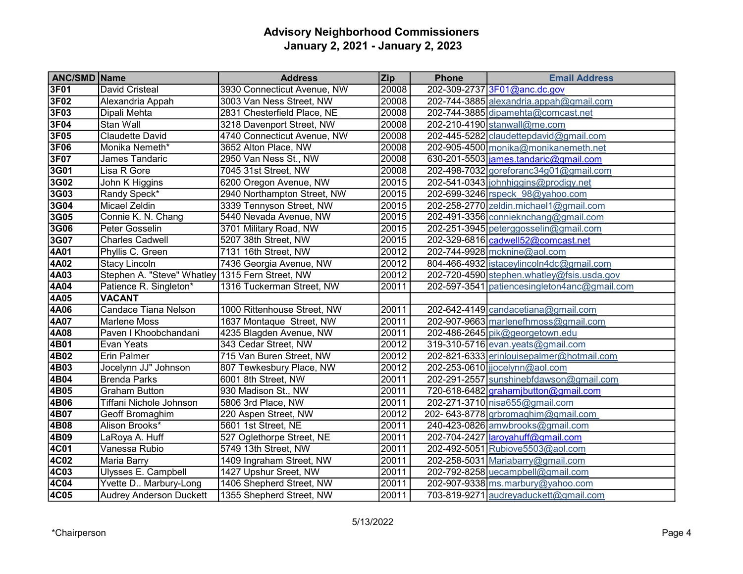# Advisory Neighborhood Commissioners
## January 2, 2021 - January 2, 2023

| ANC/SMD | Name | Address | Zip | Phone | Email Address |
|---|---|---|---|---|---|
| **3F01** | David Cristeal | 3930 Connecticut Avenue, NW | 20008 | 202-309-2737 | 3F01@anc.dc.gov |
| **3F02** | Alexandria Appah | 3003 Van Ness Street, NW | 20008 | 202-744-3885 | alexandria.appah@gmail.com |
| **3F03** | Dipali Mehta | 2831 Chesterfield Place, NE | 20008 | 202-744-3885 | dipamehta@comcast.net |
| **3F04** | Stan Wall | 3218 Davenport Street, NW | 20008 | 202-210-4190 | stanwall@me.com |
| **3F05** | Claudette David | 4740 Connecticut Avenue, NW | 20008 | 202-445-5282 | claudettepdavid@gmail.com |
| **3F06** | Monika Nemeth* | 3652 Alton Place, NW | 20008 | 202-905-4500 | monika@monikanemeth.net |
| **3F07** | James Tandaric | 2950 Van Ness St., NW | 20008 | 630-201-5503 | james.tandaric@gmail.com |
| **3G01** | Lisa R Gore | 7045 31st Street, NW | 20008 | 202-498-7032 | goreforanc34g01@gmail.com |
| **3G02** | John K Higgins | 6200 Oregon Avenue, NW | 20015 | 202-541-0343 | johnhiggins@prodigy.net |
| **3G03** | Randy Speck* | 2940 Northampton Street, NW | 20015 | 202-699-3246 | rspeck_98@yahoo.com |
| **3G04** | Micael Zeldin | 3339 Tennyson Street, NW | 20015 | 202-258-2770 | zeldin.michael1@gmail.com |
| **3G05** | Connie K. N. Chang | 5440 Nevada Avenue, NW | 20015 | 202-491-3356 | connieknchang@gmail.com |
| **3G06** | Peter Gosselin | 3701 Military Road, NW | 20015 | 202-251-3945 | peterggosselin@gmail.com |
| **3G07** | Charles Cadwell | 5207 38th Street, NW | 20015 | 202-329-6816 | cadwell52@comcast.net |
| **4A01** | Phyllis C. Green | 7131 16th Street, NW | 20012 | 202-744-9928 | mcknine@aol.com |
| **4A02** | Stacy Lincoln | 7436 Georgia Avenue, NW | 20012 | 804-466-4932 | istaceylincoln4dc@gmail.com |
| **4A03** | Stephen A. "Steve" Whatley | 1315 Fern Street, NW | 20012 | 202-720-4590 | stephen.whatley@fsis.usda.gov |
| **4A04** | Patience R. Singleton* | 1316 Tuckerman Street, NW | 20011 | 202-597-3541 | patiencesingleton4anc@gmail.com |
| **4A05** | **VACANT** | | | | |
| **4A06** | Candace Tiana Nelson | 1000 Rittenhouse Street, NW | 20011 | 202-642-4149 | candacetiana@gmail.com |
| **4A07** | Marlene Moss | 1637 Montaque Street, NW | 20011 | 202-907-9663 | marlenefhmoss@gmail.com |
| **4A08** | Paven I Khoobchandani | 4235 Blagden Avenue, NW | 20011 | 202-486-2645 | pik@georgetown.edu |
| **4B01** | Evan Yeats | 343 Cedar Street, NW | 20012 | 319-310-5716 | evan.yeats@gmail.com |
| **4B02** | Erin Palmer | 715 Van Buren Street, NW | 20012 | 202-821-6333 | erinlouisepalmer@hotmail.com |
| **4B03** | Jocelynn JJ" Johnson | 807 Tewkesbury Place, NW | 20012 | 202-253-0610 | jjocelynn@aol.com |
| **4B04** | Brenda Parks | 6001 8th Street, NW | 20011 | 202-291-2557 | sunshinebfdawson@gmail.com |
| **4B05** | Graham Button | 930 Madison St., NW | 20011 | 720-618-6482 | grahamjbutton@gmail.com |
| **4B06** | Tiffani Nichole Johnson | 5806 3rd Place, NW | 20011 | 202-271-3710 | nisa655@gmail.com |
| **4B07** | Geoff Bromaghim | 220 Aspen Street, NW | 20012 | 202- 643-8778 | grbromaghim@gmail.com |
| **4B08** | Alison Brooks* | 5601 1st Street, NE | 20011 | 240-423-0826 | amwbrooks@gmail.com |
| **4B09** | LaRoya A. Huff | 527 Oglethorpe Street, NE | 20011 | 202-704-2427 | laroyahuff@gmail.com |
| **4C01** | Vanessa Rubio | 5749 13th Street, NW | 20011 | 202-492-5051 | Rubiove5503@aol.com |
| **4C02** | Maria Barry | 1409 Ingraham Street, NW | 20011 | 202-258-5031 | Mariabarry@gmail.com |
| **4C03** | Ulysses E. Campbell | 1427 Upshur Sreet, NW | 20011 | 202-792-8258 | uecampbell@gmail.com |
| **4C04** | Yvette D.. Marbury-Long | 1406 Shepherd Street, NW | 20011 | 202-907-9338 | ms.marbury@yahoo.com |
| **4C05** | Audrey Anderson Duckett | 1355 Shepherd Street, NW | 20011 | 703-819-9271 | audreyaduckett@gmail.com |

5/13/2022

*Chairperson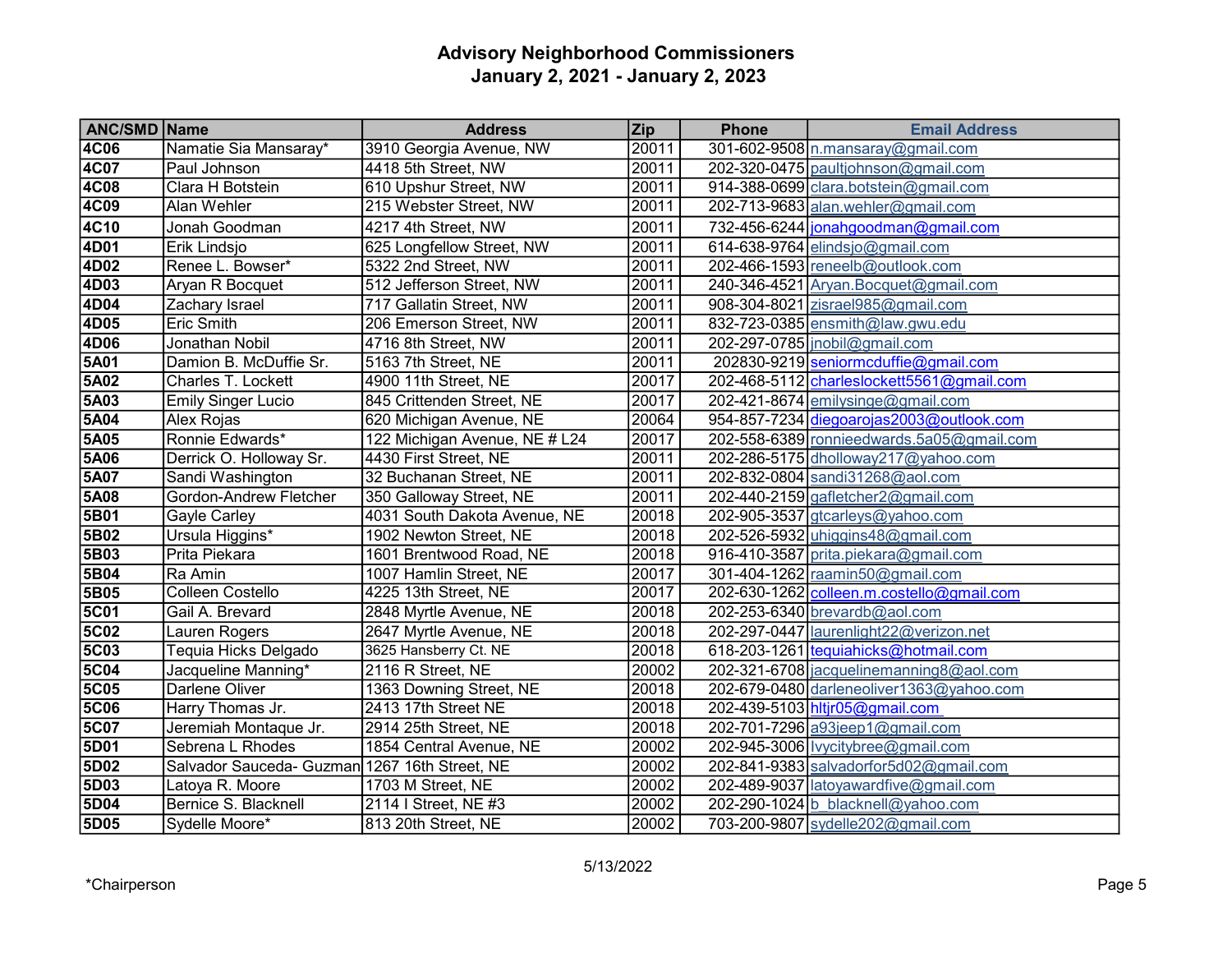# Advisory Neighborhood Commissioners
## January 2, 2021 - January 2, 2023

| ANC/SMD | Name | Address | Zip | Phone | Email Address |
|---|---|---|---|---|---|
| **4C06** | Namatie Sia Mansaray* | 3910 Georgia Avenue, NW | 20011 | 301-602-9508 | n.mansaray@gmail.com |
| **4C07** | Paul Johnson | 4418 5th Street, NW | 20011 | 202-320-0475 | paultjohnson@gmail.com |
| **4C08** | Clara H Botstein | 610 Upshur Street, NW | 20011 | 914-388-0699 | clara.botstein@gmail.com |
| **4C09** | Alan Wehler | 215 Webster Street, NW | 20011 | 202-713-9683 | alan.wehler@gmail.com |
| **4C10** | Jonah Goodman | 4217 4th Street, NW | 20011 | 732-456-6244 | jonahgoodman@gmail.com |
| **4D01** | Erik Lindsjo | 625 Longfellow Street, NW | 20011 | 614-638-9764 | elindsjo@gmail.com |
| **4D02** | Renee L. Bowser* | 5322 2nd Street, NW | 20011 | 202-466-1593 | reneelb@outlook.com |
| **4D03** | Aryan R Bocquet | 512 Jefferson Street, NW | 20011 | 240-346-4521 | Aryan.Bocquet@gmail.com |
| **4D04** | Zachary Israel | 717 Gallatin Street, NW | 20011 | 908-304-8021 | zisrael985@gmail.com |
| **4D05** | Eric Smith | 206 Emerson Street, NW | 20011 | 832-723-0385 | ensmith@law.gwu.edu |
| **4D06** | Jonathan Nobil | 4716 8th Street, NW | 20011 | 202-297-0785 | jnobil@gmail.com |
| **5A01** | Damion B. McDuffie Sr. | 5163 7th Street, NE | 20011 | 202830-9219 | seniormcduffie@gmail.com |
| **5A02** | Charles T. Lockett | 4900 11th Street, NE | 20017 | 202-468-5112 | charleslockett5561@gmail.com |
| **5A03** | Emily Singer Lucio | 845 Crittenden Street, NE | 20017 | 202-421-8674 | emilysinge@gmail.com |
| **5A04** | Alex Rojas | 620 Michigan Avenue, NE | 20064 | 954-857-7234 | diegoarojas2003@outlook.com |
| **5A05** | Ronnie Edwards* | 122 Michigan Avenue, NE # L24 | 20017 | 202-558-6389 | ronnieedwards.5a05@gmail.com |
| **5A06** | Derrick O. Holloway Sr. | 4430 First Street, NE | 20011 | 202-286-5175 | dholloway217@yahoo.com |
| **5A07** | Sandi Washington | 32 Buchanan Street, NE | 20011 | 202-832-0804 | sandi31268@aol.com |
| **5A08** | Gordon-Andrew Fletcher | 350 Galloway Street, NE | 20011 | 202-440-2159 | gafletcher2@gmail.com |
| **5B01** | Gayle Carley | 4031 South Dakota Avenue, NE | 20018 | 202-905-3537 | gtcarleys@yahoo.com |
| **5B02** | Ursula Higgins* | 1902 Newton Street, NE | 20018 | 202-526-5932 | uhiggins48@gmail.com |
| **5B03** | Prita Piekara | 1601 Brentwood Road, NE | 20018 | 916-410-3587 | prita.piekara@gmail.com |
| **5B04** | Ra Amin | 1007 Hamlin Street, NE | 20017 | 301-404-1262 | raamin50@gmail.com |
| **5B05** | Colleen Costello | 4225 13th Street, NE | 20017 | 202-630-1262 | colleen.m.costello@gmail.com |
| **5C01** | Gail A. Brevard | 2848 Myrtle Avenue, NE | 20018 | 202-253-6340 | brevardb@aol.com |
| **5C02** | Lauren Rogers | 2647 Myrtle Avenue, NE | 20018 | 202-297-0447 | laurenlight22@verizon.net |
| **5C03** | Tequia Hicks Delgado | 3625 Hansberry Ct. NE | 20018 | 618-203-1261 | tequiahicks@hotmail.com |
| **5C04** | Jacqueline Manning* | 2116 R Street, NE | 20002 | 202-321-6708 | jacquelinemanning8@aol.com |
| **5C05** | Darlene Oliver | 1363 Downing Street, NE | 20018 | 202-679-0480 | darleneoliver1363@yahoo.com |
| **5C06** | Harry Thomas Jr. | 2413 17th Street NE | 20018 | 202-439-5103 | hltjr05@gmail.com |
| **5C07** | Jeremiah Montaque Jr. | 2914 25th Street, NE | 20018 | 202-701-7296 | a93jeep1@gmail.com |
| **5D01** | Sebrena L Rhodes | 1854 Central Avenue, NE | 20002 | 202-945-3006 | lvycitybree@gmail.com |
| **5D02** | Salvador Sauceda- Guzman | 1267 16th Street, NE | 20002 | 202-841-9383 | salvadorfor5d02@gmail.com |
| **5D03** | Latoya R. Moore | 1703 M Street, NE | 20002 | 202-489-9037 | latoyawardfive@gmail.com |
| **5D04** | Bernice S. Blacknell | 2114 I Street, NE #3 | 20002 | 202-290-1024 | b_blacknell@yahoo.com |
| **5D05** | Sydelle Moore* | 813 20th Street, NE | 20002 | 703-200-9807 | sydelle202@gmail.com |

5/13/2022

*Chairperson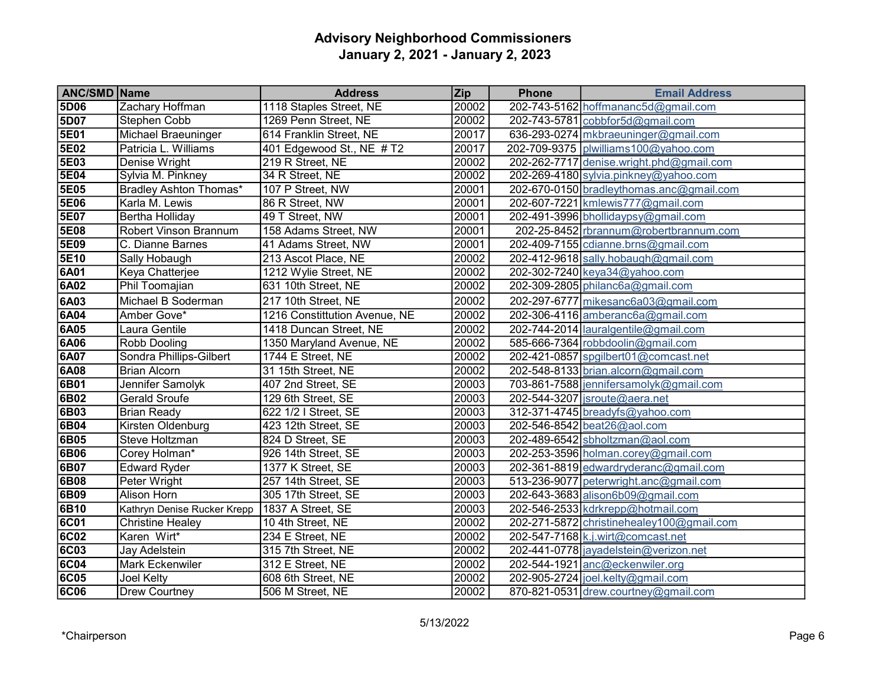# Advisory Neighborhood Commissioners
## January 2, 2021 - January 2, 2023

| ANC/SMD | Name | Address | Zip | Phone | Email Address |
|---|---|---|---|---|---|
| 5D06 | Zachary Hoffman | 1118 Staples Street, NE | 20002 | 202-743-5162 | hoffmananc5d@gmail.com |
| 5D07 | Stephen Cobb | 1269 Penn Street, NE | 20002 | 202-743-5781 | cobbfor5d@gmail.com |
| 5E01 | Michael Braeuninger | 614 Franklin Street, NE | 20017 | 636-293-0274 | mkbraeuninger@gmail.com |
| 5E02 | Patricia L. Williams | 401 Edgewood St., NE # T2 | 20017 | 202-709-9375 | plwilliams100@yahoo.com |
| 5E03 | Denise Wright | 219 R Street, NE | 20002 | 202-262-7717 | denise.wright.phd@gmail.com |
| 5E04 | Sylvia M. Pinkney | 34 R Street, NE | 20002 | 202-269-4180 | sylvia.pinkney@yahoo.com |
| 5E05 | Bradley Ashton Thomas* | 107 P Street, NW | 20001 | 202-670-0150 | bradleythomas.anc@gmail.com |
| 5E06 | Karla M. Lewis | 86 R Street, NW | 20001 | 202-607-7221 | kmlewis777@gmail.com |
| 5E07 | Bertha Holliday | 49 T Street, NW | 20001 | 202-491-3996 | bhollidaypsy@gmail.com |
| 5E08 | Robert Vinson Brannum | 158 Adams Street, NW | 20001 | 202-25-8452 | rbrannum@robertbrannum.com |
| 5E09 | C. Dianne Barnes | 41 Adams Street, NW | 20001 | 202-409-7155 | cdianne.brns@gmail.com |
| 5E10 | Sally Hobaugh | 213 Ascot Place, NE | 20002 | 202-412-9618 | sally.hobaugh@gmail.com |
| 6A01 | Keya Chatterjee | 1212 Wylie Street, NE | 20002 | 202-302-7240 | keya34@yahoo.com |
| 6A02 | Phil Toomajian | 631 10th Street, NE | 20002 | 202-309-2805 | philanc6a@gmail.com |
| 6A03 | Michael B Soderman | 217 10th Street, NE | 20002 | 202-297-6777 | mikesanc6a03@gmail.com |
| 6A04 | Amber Gove* | 1216 Constittution Avenue, NE | 20002 | 202-306-4116 | amberanc6a@gmail.com |
| 6A05 | Laura Gentile | 1418 Duncan Street, NE | 20002 | 202-744-2014 | lauralgentile@gmail.com |
| 6A06 | Robb Dooling | 1350 Maryland Avenue, NE | 20002 | 585-666-7364 | robbdoolin@gmail.com |
| 6A07 | Sondra Phillips-Gilbert | 1744 E Street, NE | 20002 | 202-421-0857 | spgilbert01@comcast.net |
| 6A08 | Brian Alcorn | 31 15th Street, NE | 20002 | 202-548-8133 | brian.alcorn@gmail.com |
| 6B01 | Jennifer Samolyk | 407 2nd Street, SE | 20003 | 703-861-7588 | jennifersamolyk@gmail.com |
| 6B02 | Gerald Sroufe | 129 6th Street, SE | 20003 | 202-544-3207 | jsroute@aera.net |
| 6B03 | Brian Ready | 622 1/2 I Street, SE | 20003 | 312-371-4745 | breadyfs@yahoo.com |
| 6B04 | Kirsten Oldenburg | 423 12th Street, SE | 20003 | 202-546-8542 | beat26@aol.com |
| 6B05 | Steve Holtzman | 824 D Street, SE | 20003 | 202-489-6542 | sbholtzman@aol.com |
| 6B06 | Corey Holman* | 926 14th Street, SE | 20003 | 202-253-3596 | holman.corey@gmail.com |
| 6B07 | Edward Ryder | 1377 K Street, SE | 20003 | 202-361-8819 | edwardryderanc@gmail.com |
| 6B08 | Peter Wright | 257 14th Street, SE | 20003 | 513-236-9077 | peterwright.anc@gmail.com |
| 6B09 | Alison Horn | 305 17th Street, SE | 20003 | 202-643-3683 | alison6b09@gmail.com |
| 6B10 | Kathryn Denise Rucker Krepp | 1837 A Street, SE | 20003 | 202-546-2533 | kdrkrepp@hotmail.com |
| 6C01 | Christine Healey | 10 4th Street, NE | 20002 | 202-271-5872 | christinehealey100@gmail.com |
| 6C02 | Karen Wirt* | 234 E Street, NE | 20002 | 202-547-7168 | k.j.wirt@comcast.net |
| 6C03 | Jay Adelstein | 315 7th Street, NE | 20002 | 202-441-0778 | jayadelstein@verizon.net |
| 6C04 | Mark Eckenwiler | 312 E Street, NE | 20002 | 202-544-1921 | anc@eckenwiler.org |
| 6C05 | Joel Kelty | 608 6th Street, NE | 20002 | 202-905-2724 | joel.kelty@gmail.com |
| 6C06 | Drew Courtney | 506 M Street, NE | 20002 | 870-821-0531 | drew.courtney@gmail.com |

5/13/2022

*Chairperson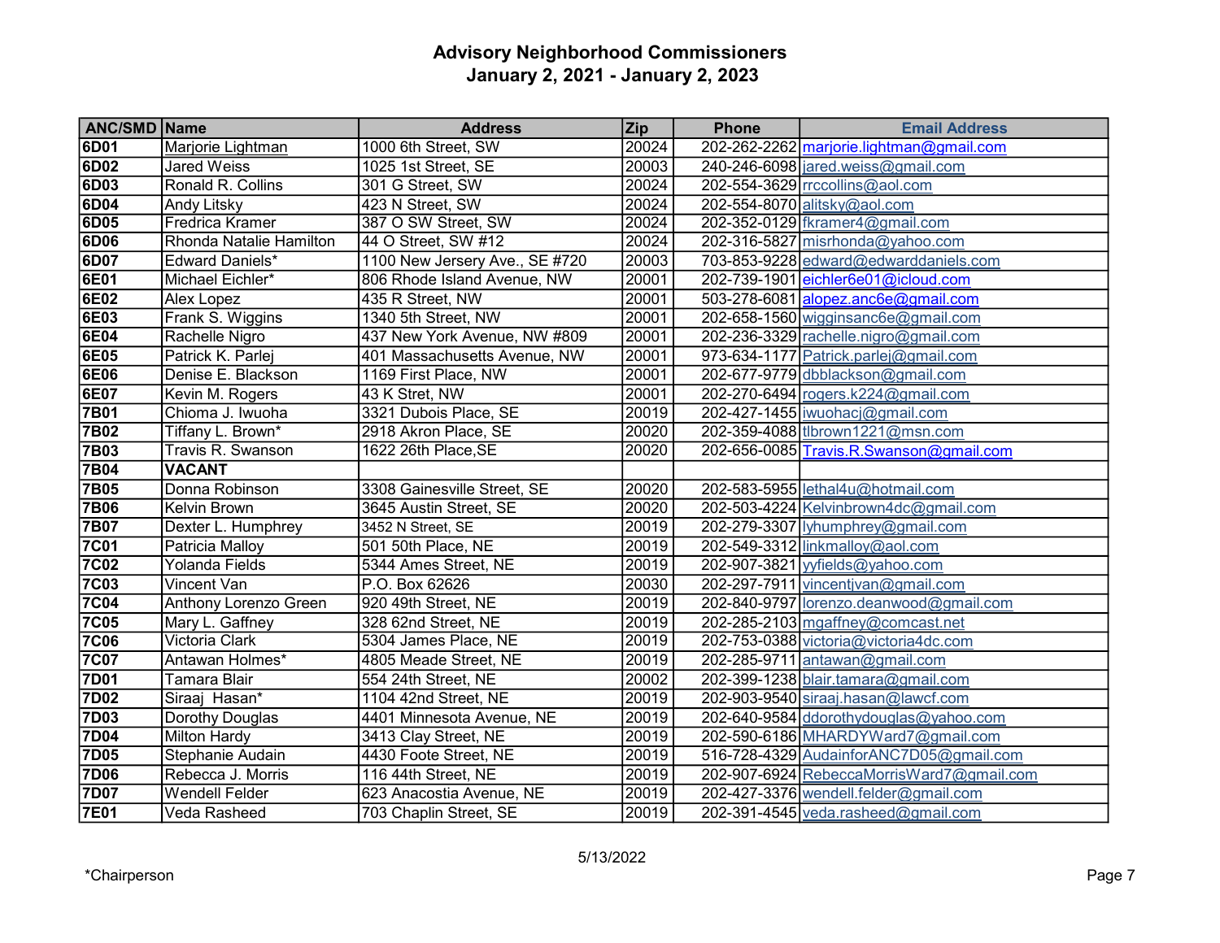# Advisory Neighborhood Commissioners
## January 2, 2021 - January 2, 2023

| ANC/SMD | Name | Address | Zip | Phone | Email Address |
|---|---|---|---|---|---|
| **6D01** | Marjorie Lightman | 1000 6th Street, SW | 20024 | 202-262-2262 | marjorie.lightman@gmail.com |
| **6D02** | Jared Weiss | 1025 1st Street, SE | 20003 | 240-246-6098 | jared.weiss@gmail.com |
| **6D03** | Ronald R. Collins | 301 G Street, SW | 20024 | 202-554-3629 | rrccollins@aol.com |
| **6D04** | Andy Litsky | 423 N Street, SW | 20024 | 202-554-8070 | alitsky@aol.com |
| **6D05** | Fredrica Kramer | 387 O SW Street, SW | 20024 | 202-352-0129 | fkramer4@gmail.com |
| **6D06** | Rhonda Natalie Hamilton | 44 O Street, SW #12 | 20024 | 202-316-5827 | misrhonda@yahoo.com |
| **6D07** | Edward Daniels* | 1100 New Jersery Ave., SE #720 | 20003 | 703-853-9228 | edward@edwarddaniels.com |
| **6E01** | Michael Eichler* | 806 Rhode Island Avenue, NW | 20001 | 202-739-1901 | eichler6e01@icloud.com |
| **6E02** | Alex Lopez | 435 R Street, NW | 20001 | 503-278-6081 | alopez.anc6e@gmail.com |
| **6E03** | Frank S. Wiggins | 1340 5th Street, NW | 20001 | 202-658-1560 | wigginsanc6e@gmail.com |
| **6E04** | Rachelle Nigro | 437 New York Avenue, NW #809 | 20001 | 202-236-3329 | rachelle.nigro@gmail.com |
| **6E05** | Patrick K. Parlej | 401 Massachusetts Avenue, NW | 20001 | 973-634-1177 | Patrick.parlej@gmail.com |
| **6E06** | Denise E. Blackson | 1169 First Place, NW | 20001 | 202-677-9779 | dbblackson@gmail.com |
| **6E07** | Kevin M. Rogers | 43 K Stret, NW | 20001 | 202-270-6494 | rogers.k224@gmail.com |
| **7B01** | Chioma J. Iwuoha | 3321 Dubois Place, SE | 20019 | 202-427-1455 | iwuohacj@gmail.com |
| **7B02** | Tiffany L. Brown* | 2918 Akron Place, SE | 20020 | 202-359-4088 | tlbrown1221@msn.com |
| **7B03** | Travis R. Swanson | 1622 26th Place,SE | 20020 | 202-656-0085 | Travis.R.Swanson@gmail.com |
| **7B04** | **VACANT** | | | | |
| **7B05** | Donna Robinson | 3308 Gainesville Street, SE | 20020 | 202-583-5955 | lethal4u@hotmail.com |
| **7B06** | Kelvin Brown | 3645 Austin Street, SE | 20020 | 202-503-4224 | Kelvinbrown4dc@gmail.com |
| **7B07** | Dexter L. Humphrey | 3452 N Street, SE | 20019 | 202-279-3307 | lyhumphrey@gmail.com |
| **7C01** | Patricia Malloy | 501 50th Place, NE | 20019 | 202-549-3312 | linkmalloy@aol.com |
| **7C02** | Yolanda Fields | 5344 Ames Street, NE | 20019 | 202-907-3821 | yyfields@yahoo.com |
| **7C03** | Vincent Van | P.O. Box 62626 | 20030 | 202-297-7911 | vincentjvan@gmail.com |
| **7C04** | Anthony Lorenzo Green | 920 49th Street, NE | 20019 | 202-840-9797 | lorenzo.deanwood@gmail.com |
| **7C05** | Mary L. Gaffney | 328 62nd Street, NE | 20019 | 202-285-2103 | mgaffney@comcast.net |
| **7C06** | Victoria Clark | 5304 James Place, NE | 20019 | 202-753-0388 | victoria@victoria4dc.com |
| **7C07** | Antawan Holmes* | 4805 Meade Street, NE | 20019 | 202-285-9711 | antawan@gmail.com |
| **7D01** | Tamara Blair | 554 24th Street, NE | 20002 | 202-399-1238 | blair.tamara@gmail.com |
| **7D02** | Siraaj Hasan* | 1104 42nd Street, NE | 20019 | 202-903-9540 | siraaj.hasan@lawcf.com |
| **7D03** | Dorothy Douglas | 4401 Minnesota Avenue, NE | 20019 | 202-640-9584 | ddorothydouglas@yahoo.com |
| **7D04** | Milton Hardy | 3413 Clay Street, NE | 20019 | 202-590-6186 | MHARDYWard7@gmail.com |
| **7D05** | Stephanie Audain | 4430 Foote Street, NE | 20019 | 516-728-4329 | AudainforANC7D05@gmail.com |
| **7D06** | Rebecca J. Morris | 116 44th Street, NE | 20019 | 202-907-6924 | RebeccaMorrisWard7@gmail.com |
| **7D07** | Wendell Felder | 623 Anacostia Avenue, NE | 20019 | 202-427-3376 | wendell.felder@gmail.com |
| **7E01** | Veda Rasheed | 703 Chaplin Street, SE | 20019 | 202-391-4545 | veda.rasheed@gmail.com |

5/13/2022

*Chairperson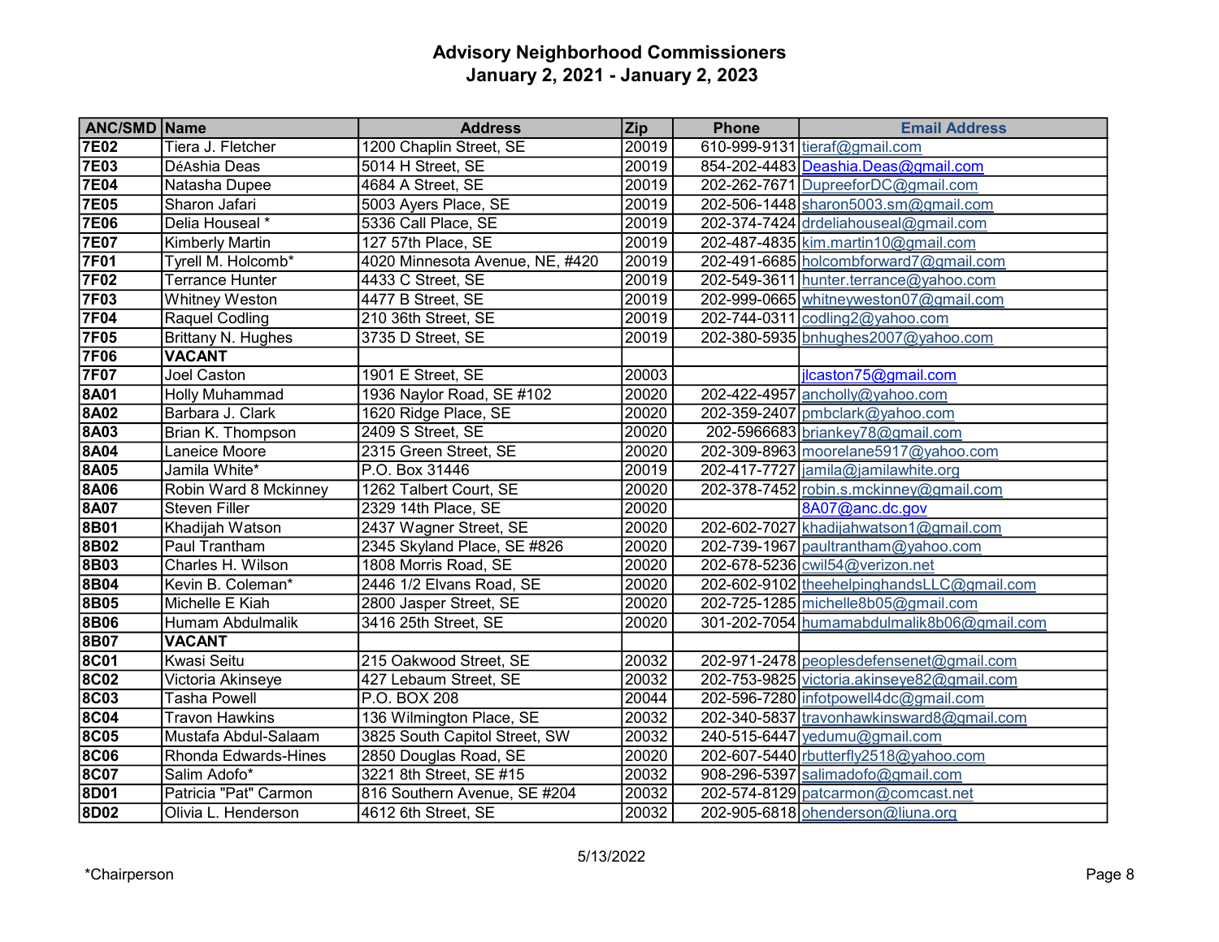# Advisory Neighborhood Commissioners
## January 2, 2021 - January 2, 2023

| ANC/SMD | Name | Address | Zip | Phone | Email Address |
|---|---|---|---|---|---|
| **7E02** | Tiera J. Fletcher | 1200 Chaplin Street, SE | 20019 | 610-999-9131 | tieraf@gmail.com |
| **7E03** | DéAshia Deas | 5014 H Street, SE | 20019 | 854-202-4483 | Deashia.Deas@gmail.com |
| **7E04** | Natasha Dupee | 4684 A Street, SE | 20019 | 202-262-7671 | DupreeforDC@gmail.com |
| **7E05** | Sharon Jafari | 5003 Ayers Place, SE | 20019 | 202-506-1448 | sharon5003.sm@gmail.com |
| **7E06** | Delia Houseal * | 5336 Call Place, SE | 20019 | 202-374-7424 | drdeliahouseal@gmail.com |
| **7E07** | Kimberly Martin | 127 57th Place, SE | 20019 | 202-487-4835 | kim.martin10@gmail.com |
| **7F01** | Tyrell M. Holcomb* | 4020 Minnesota Avenue, NE, #420 | 20019 | 202-491-6685 | holcombforward7@gmail.com |
| **7F02** | Terrance Hunter | 4433 C Street, SE | 20019 | 202-549-3611 | hunter.terrance@yahoo.com |
| **7F03** | Whitney Weston | 4477 B Street, SE | 20019 | 202-999-0665 | whitneyweston07@gmail.com |
| **7F04** | Raquel Codling | 210 36th Street, SE | 20019 | 202-744-0311 | codling2@yahoo.com |
| **7F05** | Brittany N. Hughes | 3735 D Street, SE | 20019 | 202-380-5935 | bnhughes2007@yahoo.com |
| **7F06** | **VACANT** | | | | |
| **7F07** | Joel Caston | 1901 E Street, SE | 20003 | | jlcaston75@gmail.com |
| **8A01** | Holly Muhammad | 1936 Naylor Road, SE #102 | 20020 | 202-422-4957 | ancholly@yahoo.com |
| **8A02** | Barbara J. Clark | 1620 Ridge Place, SE | 20020 | 202-359-2407 | pmbclark@yahoo.com |
| **8A03** | Brian K. Thompson | 2409 S Street, SE | 20020 | 202-5966683 | briankey78@gmail.com |
| **8A04** | Laneice Moore | 2315 Green Street, SE | 20020 | 202-309-8963 | moorelane5917@yahoo.com |
| **8A05** | Jamila White* | P.O. Box 31446 | 20019 | 202-417-7727 | jamila@jamilawhite.org |
| **8A06** | Robin Ward 8 Mckinney | 1262 Talbert Court, SE | 20020 | 202-378-7452 | robin.s.mckinney@gmail.com |
| **8A07** | Steven Filler | 2329 14th Place, SE | 20020 | | 8A07@anc.dc.gov |
| **8B01** | Khadijah Watson | 2437 Wagner Street, SE | 20020 | 202-602-7027 | khadijahwatson1@gmail.com |
| **8B02** | Paul Trantham | 2345 Skyland Place, SE #826 | 20020 | 202-739-1967 | paultrantham@yahoo.com |
| **8B03** | Charles H. Wilson | 1808 Morris Road, SE | 20020 | 202-678-5236 | cwil54@verizon.net |
| **8B04** | Kevin B. Coleman* | 2446 1/2 Elvans Road, SE | 20020 | 202-602-9102 | theehelpinghandsLLC@gmail.com |
| **8B05** | Michelle E Kiah | 2800 Jasper Street, SE | 20020 | 202-725-1285 | michelle8b05@gmail.com |
| **8B06** | Humam Abdulmalik | 3416 25th Street, SE | 20020 | 301-202-7054 | humamabdulmalik8b06@gmail.com |
| **8B07** | **VACANT** | | | | |
| **8C01** | Kwasi Seitu | 215 Oakwood Street, SE | 20032 | 202-971-2478 | peoplesdefensenet@gmail.com |
| **8C02** | Victoria Akinseye | 427 Lebaum Street, SE | 20032 | 202-753-9825 | victoria.akinseye82@gmail.com |
| **8C03** | Tasha Powell | P.O. BOX 208 | 20044 | 202-596-7280 | infotpowell4dc@gmail.com |
| **8C04** | Travon Hawkins | 136 Wilmington Place, SE | 20032 | 202-340-5837 | travonhawkinsward8@gmail.com |
| **8C05** | Mustafa Abdul-Salaam | 3825 South Capitol Street, SW | 20032 | 240-515-6447 | yedumu@gmail.com |
| **8C06** | Rhonda Edwards-Hines | 2850 Douglas Road, SE | 20020 | 202-607-5440 | rbutterfly2518@yahoo.com |
| **8C07** | Salim Adofo* | 3221 8th Street, SE #15 | 20032 | 908-296-5397 | salimadofo@gmail.com |
| **8D01** | Patricia "Pat" Carmon | 816 Southern Avenue, SE #204 | 20032 | 202-574-8129 | patcarmon@comcast.net |
| **8D02** | Olivia L. Henderson | 4612 6th Street, SE | 20032 | 202-905-6818 | ohenderson@liuna.org |

5/13/2022

*Chairperson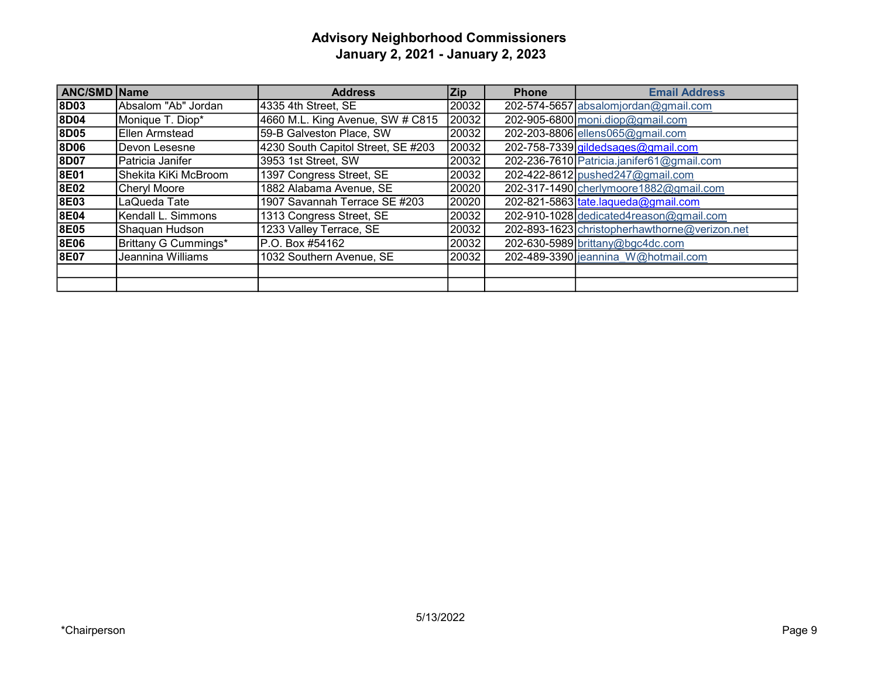**Advisory Neighborhood Commissioners**
**January 2, 2021 - January 2, 2023**

| ANC/SMD | Name | Address | Zip | Phone | Email Address |
|---|---|---|---|---|---|
| **8D03** | Absalom "Ab" Jordan | 4335 4th Street, SE | 20032 | 202-574-5657 | absalomjordan@gmail.com |
| **8D04** | Monique T. Diop* | 4660 M.L. King Avenue, SW # C815 | 20032 | 202-905-6800 | moni.diop@gmail.com |
| **8D05** | Ellen Armstead | 59-B Galveston Place, SW | 20032 | 202-203-8806 | ellens065@gmail.com |
| **8D06** | Devon Lesesne | 4230 South Capitol Street, SE #203 | 20032 | 202-758-7339 | gildedsages@gmail.com |
| **8D07** | Patricia Janifer | 3953 1st Street, SW | 20032 | 202-236-7610 | Patricia.janifer61@gmail.com |
| **8E01** | Shekita KiKi McBroom | 1397 Congress Street, SE | 20032 | 202-422-8612 | pushed247@gmail.com |
| **8E02** | Cheryl Moore | 1882 Alabama Avenue, SE | 20020 | 202-317-1490 | cherlymoore1882@gmail.com |
| **8E03** | LaQueda Tate | 1907 Savannah Terrace SE #203 | 20020 | 202-821-5863 | tate.laqueda@gmail.com |
| **8E04** | Kendall L. Simmons | 1313 Congress Street, SE | 20032 | 202-910-1028 | dedicated4reason@gmail.com |
| **8E05** | Shaquan Hudson | 1233 Valley Terrace, SE | 20032 | 202-893-1623 | christopherhawthorne@verizon.net |
| **8E06** | Brittany G Cummings* | P.O. Box #54162 | 20032 | 202-630-5989 | brittany@bgc4dc.com |
| **8E07** | Jeannina Williams | 1032 Southern Avenue, SE | 20032 | 202-489-3390 | jeannina_W@hotmail.com |
| | | | | | |
| | | | | | |

5/13/2022

*Chairperson